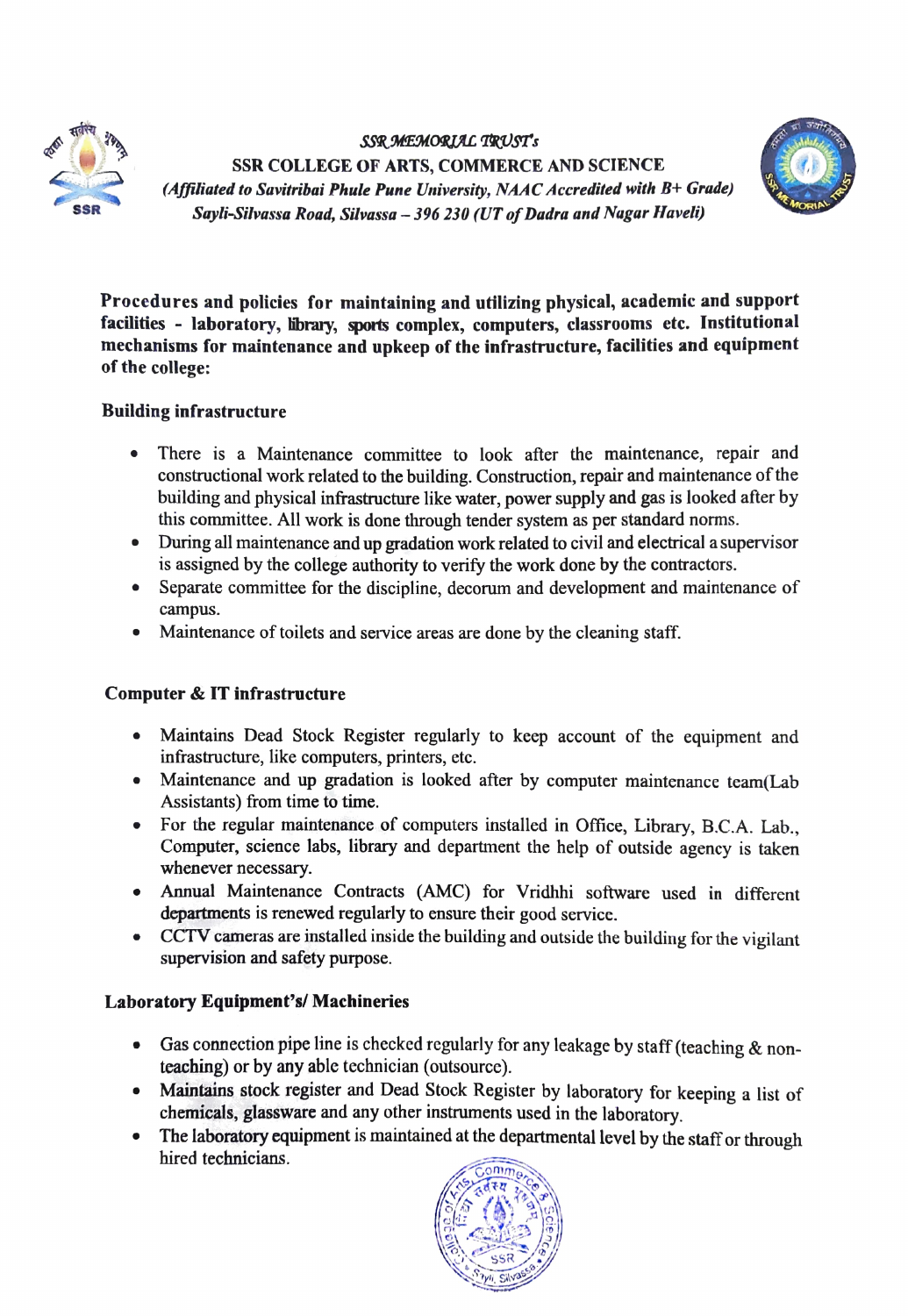*SSR MEMORIAL TRUST's*

**SSR COLLEGE OF ARTS, COMMERCE AND SCIENCE**

*(Affiliated to Savitribai Phule Pune University, NAAC Accredited with B+ Grade)*

*Sayli-Silvassa Road, Silvassa – 396 230 (UT of Dadra and Nagar Haveli)*

**Procedures and policies for maintaining and utilizing physical, academic and support facilities - laboratory, library, sports complex, computers, classrooms etc. Institutional mechanisms for maintenance and upkeep of the infrastructure, facilities and equipment of the college:**

**Building infrastructure**

- There is a Maintenance committee to look after the maintenance, repair and constructional work related to the building. Construction, repair and maintenance of the building and physical infrastructure like water, power supply and gas is looked after by this committee. All work is done through tender system as per standard norms.
- During all maintenance and up gradation work related to civil and electrical a supervisor is assigned by the college authority to verify the work done by the contractors.
- Separate committee for the discipline, decorum and development and maintenance of campus.
- Maintenance of toilets and service areas are done by the cleaning staff.

**Computer & IT infrastructure**

- Maintains Dead Stock Register regularly to keep account of the equipment and infrastructure, like computers, printers, etc.
- Maintenance and up gradation is looked after by computer maintenance team(Lab Assistants) from time to time.
- For the regular maintenance of computers installed in Office, Library, B.C.A. Lab., Computer, science labs, library and department the help of outside agency is taken whenever necessary.
- Annual Maintenance Contracts (AMC) for Vridhhi software used in different departments is renewed regularly to ensure their good service.
- CCTV cameras are installed inside the building and outside the building for the vigilant supervision and safety purpose.

**Laboratory Equipment's/ Machineries**

- Gas connection pipe line is checked regularly for any leakage by staff (teaching & non-teaching) or by any able technician (outsource).
- Maintains stock register and Dead Stock Register by laboratory for keeping a list of chemicals, glassware and any other instruments used in the laboratory.
- The laboratory equipment is maintained at the departmental level by the staff or through hired technicians.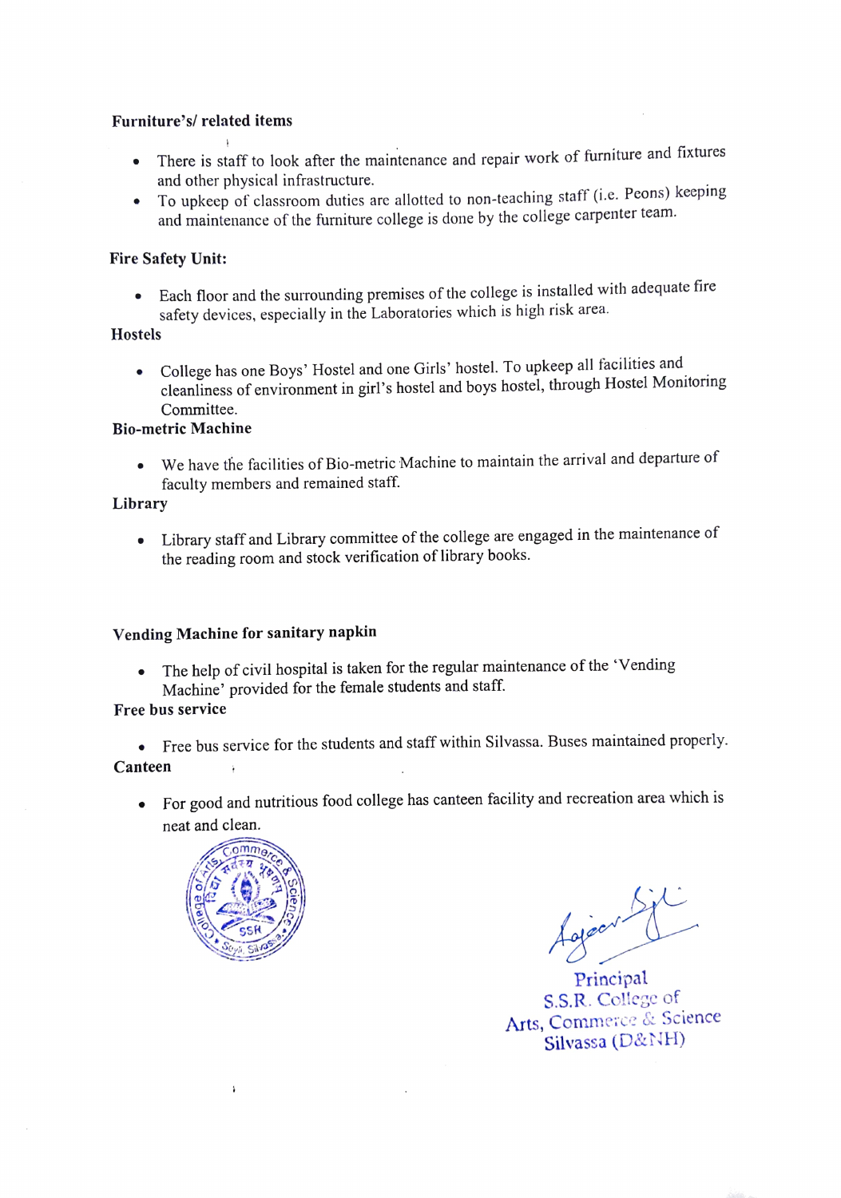**Furniture's/ related items**

- There is staff to look after the maintenance and repair work of furniture and fixtures and other physical infrastructure.
- To upkeep of classroom duties are allotted to non-teaching staff (i.e. Peons) keeping and maintenance of the furniture college is done by the college carpenter team.

**Fire Safety Unit:**

- Each floor and the surrounding premises of the college is installed with adequate fire safety devices, especially in the Laboratories which is high risk area.

**Hostels**

- College has one Boys' Hostel and one Girls' hostel. To upkeep all facilities and cleanliness of environment in girl's hostel and boys hostel, through Hostel Monitoring Committee.

**Bio-metric Machine**

- We have the facilities of Bio-metric Machine to maintain the arrival and departure of faculty members and remained staff.

**Library**

- Library staff and Library committee of the college are engaged in the maintenance of the reading room and stock verification of library books.

**Vending Machine for sanitary napkin**

- The help of civil hospital is taken for the regular maintenance of the 'Vending Machine' provided for the female students and staff.

**Free bus service**

- Free bus service for the students and staff within Silvassa. Buses maintained properly.

**Canteen**

- For good and nutritious food college has canteen facility and recreation area which is neat and clean.

Principal
S.S.R. College of
Arts, Commerce & Science
Silvassa (D&NH)